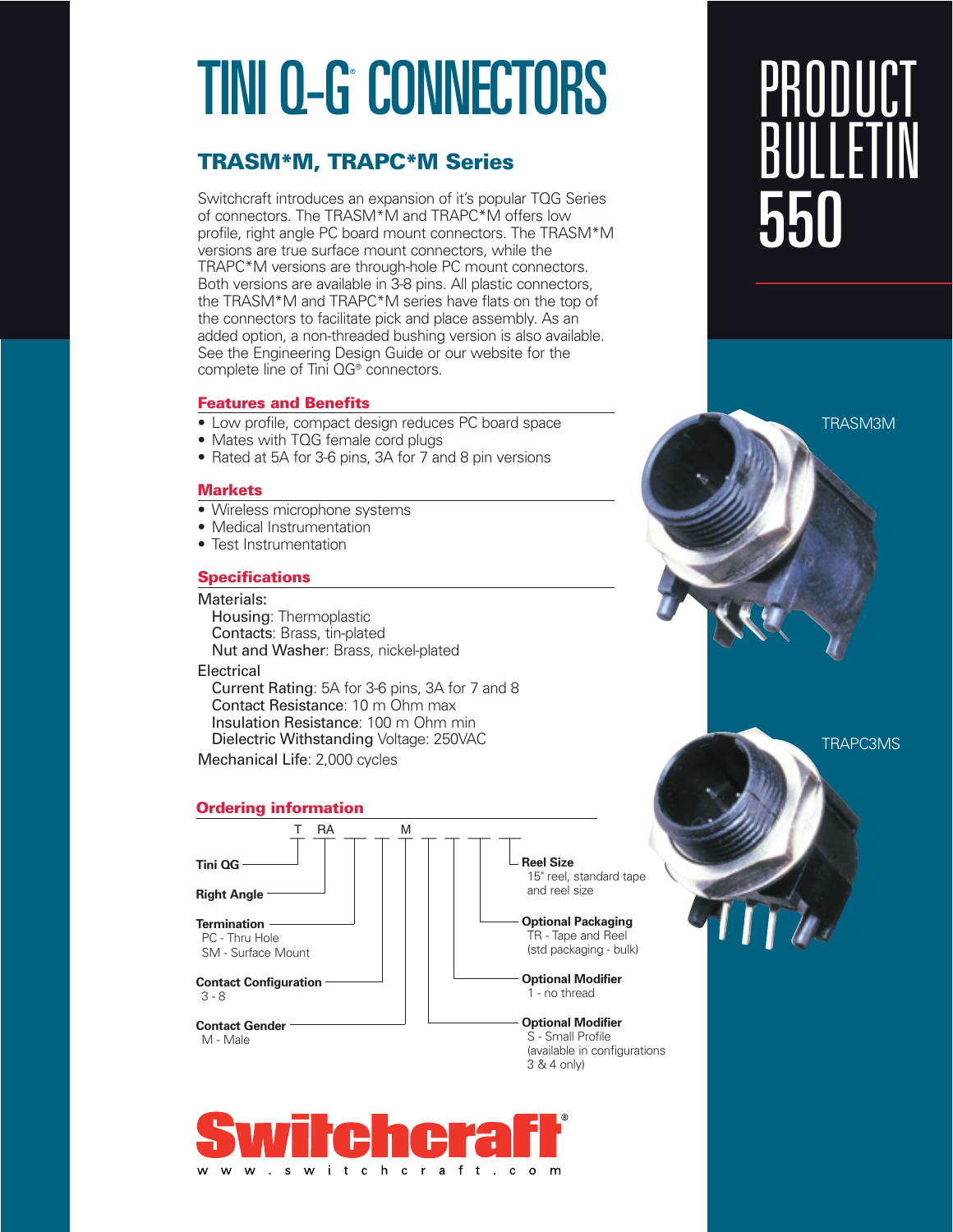# TINI Q-G® CONNECTORS

# PRODUCT BULLETIN 550

## TRASM*M, TRAPC*M Series

Switchcraft introduces an expansion of it's popular TQG Series of connectors. The TRASM*M and TRAPC*M offers low profile, right angle PC board mount connectors. The TRASM*M versions are true surface mount connectors, while the TRAPC*M versions are through-hole PC mount connectors. Both versions are available in 3-8 pins. All plastic connectors, the TRASM*M and TRAPC*M series have flats on the top of the connectors to facilitate pick and place assembly. As an added option, a non-threaded bushing version is also available. See the Engineering Design Guide or our website for the complete line of Tini QG® connectors.

### Features and Benefits

- Low profile, compact design reduces PC board space
- Mates with TQG female cord plugs
- Rated at 5A for 3-6 pins, 3A for 7 and 8 pin versions

### Markets

- Wireless microphone systems
- Medical Instrumentation
- Test Instrumentation

### Specifications

Materials:
- Housing: Thermoplastic
- Contacts: Brass, tin-plated
- Nut and Washer: Brass, nickel-plated

Electrical
- Current Rating: 5A for 3-6 pins, 3A for 7 and 8
- Contact Resistance: 10 m Ohm max
- Insulation Resistance: 100 m Ohm min
- Dielectric Withstanding Voltage: 250VAC

Mechanical Life: 2,000 cycles

### Ordering information

T RA \_\_ \_\_ M \_\_ \_\_ \_\_ \_\_

- **Tini QG** — T
- **Right Angle** — RA
- **Termination**
  - PC - Thru Hole
  - SM - Surface Mount
- **Contact Configuration**
  - 3 - 8
- **Contact Gender**
  - M - Male
- **Optional Modifier**
  - S - Small Profile (available in configurations 3 & 4 only)
- **Optional Modifier**
  - 1 - no thread
- **Optional Packaging**
  - TR - Tape and Reel (std packaging - bulk)
- **Reel Size**
  - 15" reel, standard tape and reel size

TRASM3M

TRAPC3MS

Switchcraft®
www.switchcraft.com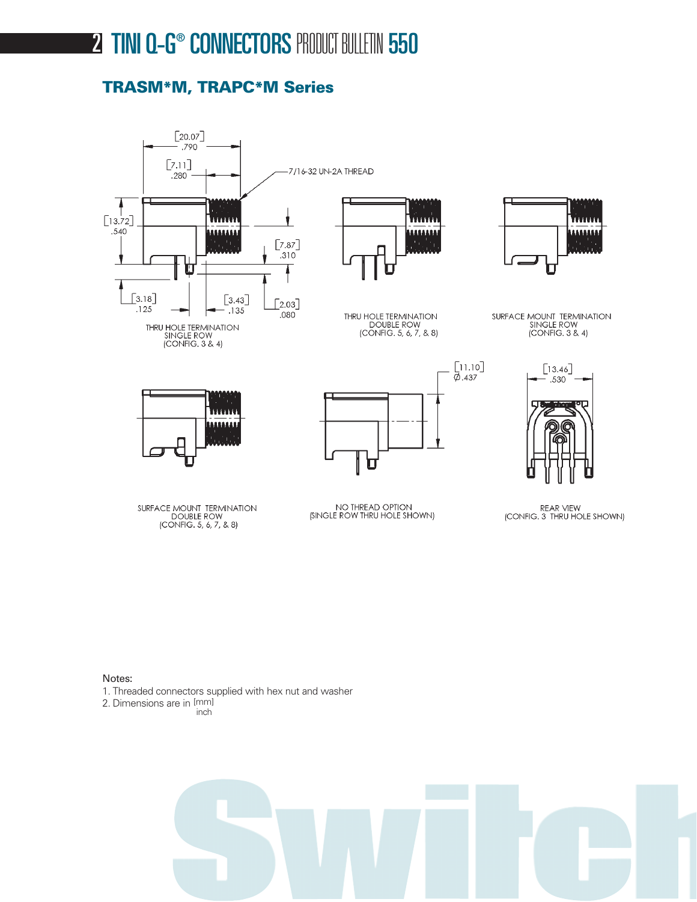## TRASM*M, TRAPC*M Series

[20.07] .790

[7.11] .280

7/16-32 UN-2A THREAD

[13.72] .540

[7.87] .310

[3.18] .125

[3.43] .135

[2.03] .080

THRU HOLE TERMINATION
SINGLE ROW
(CONFIG. 3 & 4)

THRU HOLE TERMINATION
DOUBLE ROW
(CONFIG. 5, 6, 7, & 8)

SURFACE MOUNT TERMINATION
SINGLE ROW
(CONFIG. 3 & 4)

SURFACE MOUNT TERMINATION
DOUBLE ROW
(CONFIG. 5, 6, 7, & 8)

[11.10] Ø.437

NO THREAD OPTION
(SINGLE ROW THRU HOLE SHOWN)

[13.46] .530

REAR VIEW
(CONFIG. 3 THRU HOLE SHOWN)

Notes:

1. Threaded connectors supplied with hex nut and washer
2. Dimensions are in [mm] inch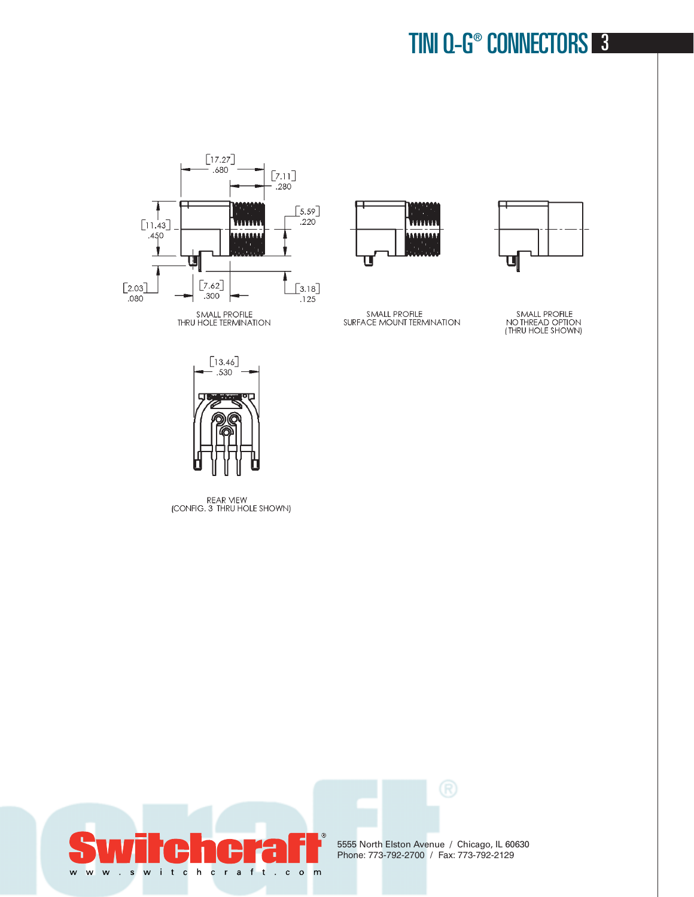# TINI Q-G® CONNECTORS

[17.27]
.680

[7.11]
.280

[5.59]
.220

[11.43]
.450

[2.03]
.080

[7.62]
.300

[3.18]
.125

SMALL PROFILE
THRU HOLE TERMINATION

SMALL PROFILE
SURFACE MOUNT TERMINATION

SMALL PROFILE
NO THREAD OPTION
(THRU HOLE SHOWN)

[13.46]
.530

REAR VIEW
(CONFIG. 3 THRU HOLE SHOWN)

Switchcraft®
www.switchcraft.com

5555 North Elston Avenue / Chicago, IL 60630
Phone: 773-792-2700 / Fax: 773-792-2129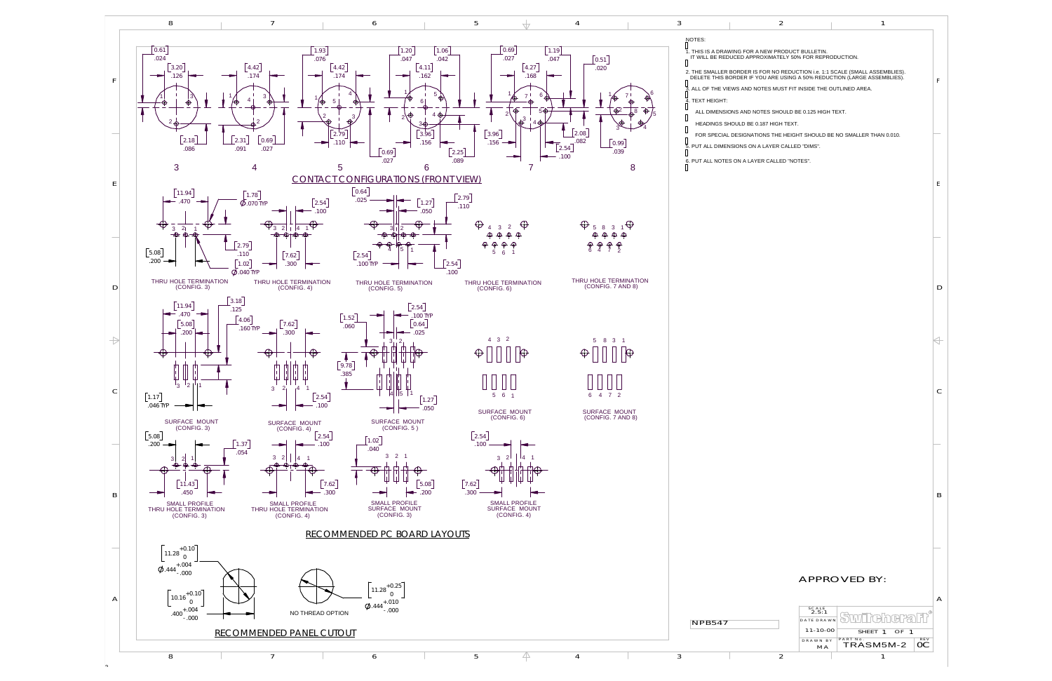NOTES:

1. THIS IS A DRAWING FOR A NEW PRODUCT BULLETIN. IT WILL BE REDUCED APPROXIMATELY 50% FOR REPRODUCTION.
2. THE SMALLER BORDER IS FOR NO REDUCTION i.e. 1:1 SCALE (SMALL ASSEMBLIES). DELETE THIS BORDER IF YOU ARE USING A 50% REDUCTION (LARGE ASSEMBLIES).
3. ALL OF THE VIEWS AND NOTES MUST FIT INSIDE THE OUTLINED AREA.
4. TEXT HEIGHT:
   ALL DIMENSIONS AND NOTES SHOULD BE 0.125 HIGH TEXT.
   HEADINGS SHOULD BE 0.187 HIGH TEXT.
   FOR SPECIAL DESIGNATIONS THE HEIGHT SHOULD BE NO SMALLER THAN 0.010.
5. PUT ALL DIMENSIONS ON A LAYER CALLED "DIMS".
6. PUT ALL NOTES ON A LAYER CALLED "NOTES".

## CONTACT CONFIGURATIONS (FRONT VIEW)

3

[0.61] .024
[3.20] .126
[2.18] .086

4

[4.42] .174
[2.31] .091
[0.69] .027

5

[1.93] .076
[4.42] .174
[2.79] .110

6

[1.20] .047
[1.06] .042
[4.11] .162
[3.96] .156
[0.69] .027
[2.25] .089

7

[0.69] .027
[1.19] .047
[4.27] .168
[3.96] .156
[2.08] .082
[2.54] .100

8

[0.51] .020
[0.99] .039

THRU HOLE TERMINATION (CONFIG. 3)

[11.94] .470
[1.78] ∅.070 TYP
[5.08] .200
[2.79] .110
[1.02] ∅.040 TYP

THRU HOLE TERMINATION (CONFIG. 4)

[2.54] .100
[7.62] .300

THRU HOLE TERMINATION (CONFIG. 5)

[0.64] .025
[1.27] .050
[2.79] .110
[2.54] .100 TYP
[2.54] .100

THRU HOLE TERMINATION (CONFIG. 6)

THRU HOLE TERMINATION (CONFIG. 7 AND 8)

SURFACE MOUNT (CONFIG. 3)

[11.94] .470
[5.08] .200
[3.18] .125
[4.06] .160 TYP
[1.17] .046 TYP

SURFACE MOUNT (CONFIG. 4)

[7.62] .300
[2.54] .100

SURFACE MOUNT (CONFIG. 5 )

[1.52] .060
[2.54] .100 TYP
[0.64] .025
[9.78] .385
[1.27] .050

SURFACE MOUNT (CONFIG. 6)

SURFACE MOUNT (CONFIG. 7 AND 8)

SMALL PROFILE THRU HOLE TERMINATION (CONFIG. 3)

[5.08] .200
[1.37] .054
[11.43] .450

SMALL PROFILE THRU HOLE TERMINATION (CONFIG. 4)

[2.54] .100
[7.62] .300

SMALL PROFILE SURFACE MOUNT (CONFIG. 3)

[1.02] .040
[5.08] .200

SMALL PROFILE SURFACE MOUNT (CONFIG. 4)

[2.54] .100
[7.62] .300

## RECOMMENDED PC BOARD LAYOUTS

[11.28 +0.10 / 0] ∅.444 +.004 / -.000

[10.16 +0.10 / 0] .400 +.004 / -.000

NO THREAD OPTION

[11.28 +0.25 / 0] ∅.444 +.010 / -.000

## RECOMMENDED PANEL CUTOUT

NPB547

APPROVED BY:

| | |
|---|---|
| SCALE 2.5:1 | Switchcraft® |
| DATE DRAWN 11-10-00 | SHEET 1 OF 1 |
| DRAWN BY MA | PART NO. TRASM5M-2 REV 0C |